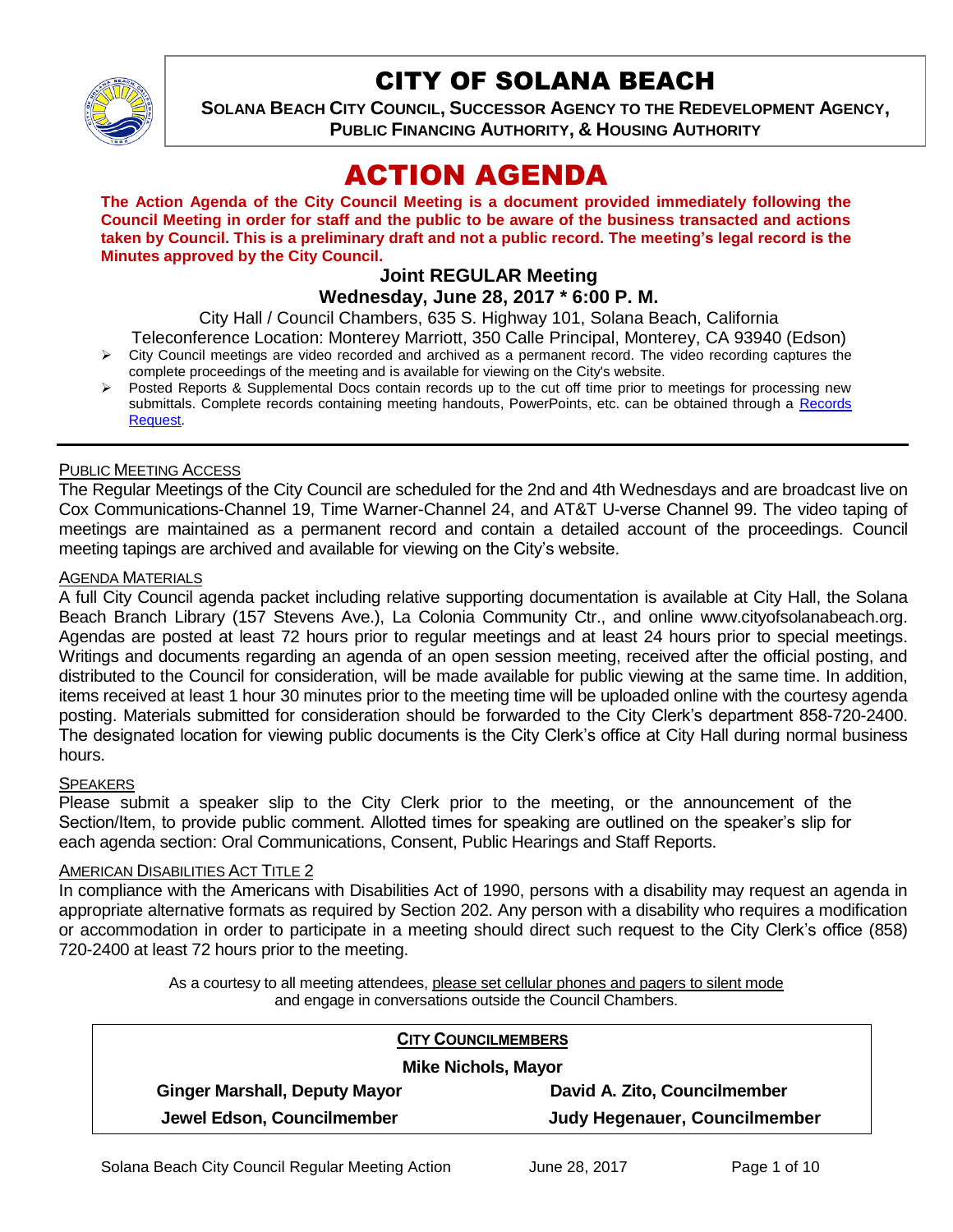# CITY OF SOLANA BEACH

**SOLANA BEACH CITY COUNCIL, SUCCESSOR AGENCY TO THE REDEVELOPMENT AGENCY, PUBLIC FINANCING AUTHORITY, & HOUSING AUTHORITY**

# ACTION AGENDA

**The Action Agenda of the City Council Meeting is a document provided immediately following the Council Meeting in order for staff and the public to be aware of the business transacted and actions taken by Council. This is a preliminary draft and not a public record. The meeting's legal record is the Minutes approved by the City Council.**

### Joint REGULAR Meeting
### Wednesday, June 28, 2017 * 6:00 P. M.

City Hall / Council Chambers, 635 S. Highway 101, Solana Beach, California

Teleconference Location: Monterey Marriott, 350 Calle Principal, Monterey, CA 93940 (Edson)

- City Council meetings are video recorded and archived as a permanent record. The video recording captures the complete proceedings of the meeting and is available for viewing on the City's website.
- Posted Reports & Supplemental Docs contain records up to the cut off time prior to meetings for processing new submittals. Complete records containing meeting handouts, PowerPoints, etc. can be obtained through a Records Request.

---

PUBLIC MEETING ACCESS

The Regular Meetings of the City Council are scheduled for the 2nd and 4th Wednesdays and are broadcast live on Cox Communications-Channel 19, Time Warner-Channel 24, and AT&T U-verse Channel 99. The video taping of meetings are maintained as a permanent record and contain a detailed account of the proceedings. Council meeting tapings are archived and available for viewing on the City's website.

AGENDA MATERIALS

A full City Council agenda packet including relative supporting documentation is available at City Hall, the Solana Beach Branch Library (157 Stevens Ave.), La Colonia Community Ctr., and online www.cityofsolanabeach.org. Agendas are posted at least 72 hours prior to regular meetings and at least 24 hours prior to special meetings. Writings and documents regarding an agenda of an open session meeting, received after the official posting, and distributed to the Council for consideration, will be made available for public viewing at the same time. In addition, items received at least 1 hour 30 minutes prior to the meeting time will be uploaded online with the courtesy agenda posting. Materials submitted for consideration should be forwarded to the City Clerk's department 858-720-2400. The designated location for viewing public documents is the City Clerk's office at City Hall during normal business hours.

SPEAKERS

Please submit a speaker slip to the City Clerk prior to the meeting, or the announcement of the Section/Item, to provide public comment. Allotted times for speaking are outlined on the speaker's slip for each agenda section: Oral Communications, Consent, Public Hearings and Staff Reports.

AMERICAN DISABILITIES ACT TITLE 2

In compliance with the Americans with Disabilities Act of 1990, persons with a disability may request an agenda in appropriate alternative formats as required by Section 202. Any person with a disability who requires a modification or accommodation in order to participate in a meeting should direct such request to the City Clerk's office (858) 720-2400 at least 72 hours prior to the meeting.

As a courtesy to all meeting attendees, please set cellular phones and pagers to silent mode and engage in conversations outside the Council Chambers.

| CITY COUNCILMEMBERS | |
|---|---|
| **Mike Nichols, Mayor** | |
| **Ginger Marshall, Deputy Mayor** | **David A. Zito, Councilmember** |
| **Jewel Edson, Councilmember** | **Judy Hegenauer, Councilmember** |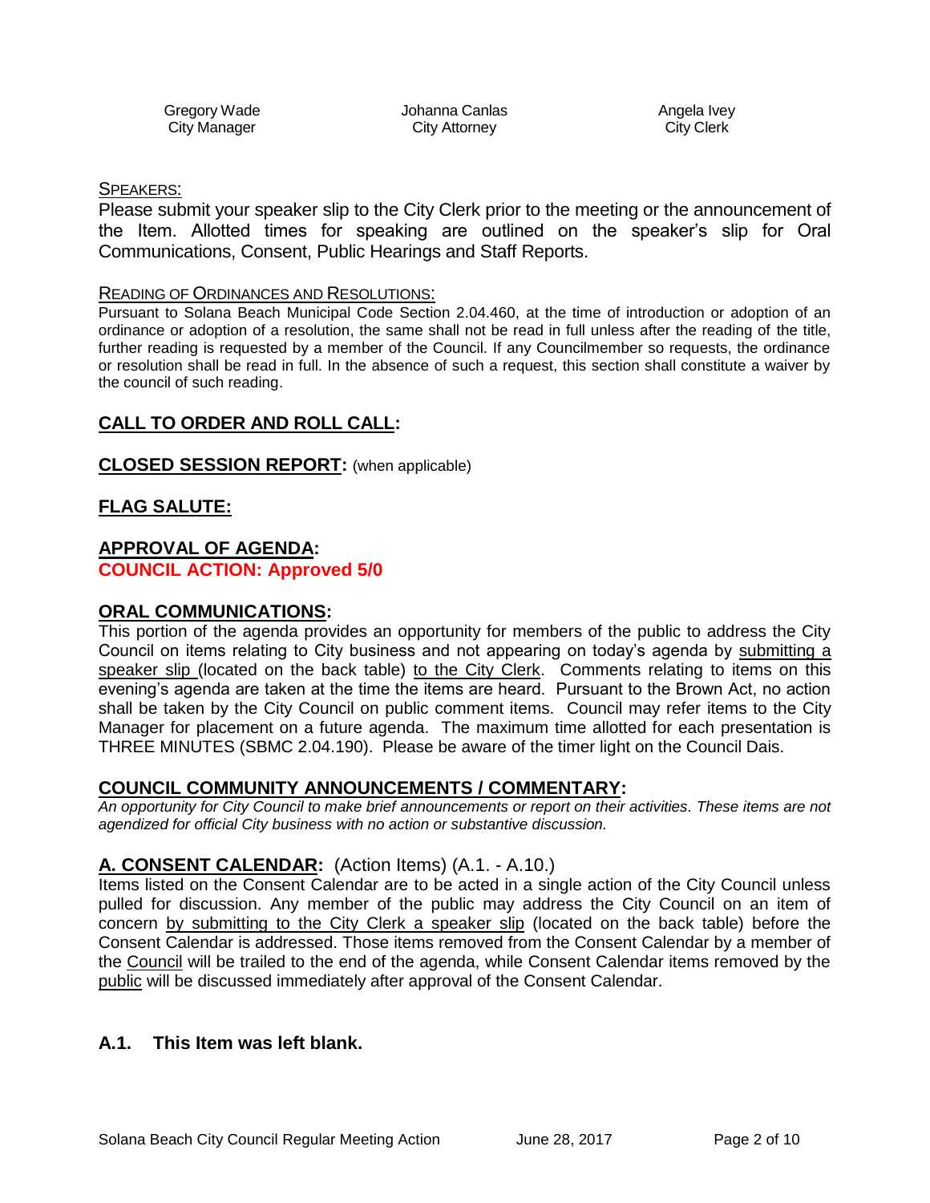| Gregory Wade | Johanna Canlas | Angela Ivey |
| --- | --- | --- |
| City Manager | City Attorney | City Clerk |

SPEAKERS:

Please submit your speaker slip to the City Clerk prior to the meeting or the announcement of the Item. Allotted times for speaking are outlined on the speaker's slip for Oral Communications, Consent, Public Hearings and Staff Reports.

READING OF ORDINANCES AND RESOLUTIONS:

Pursuant to Solana Beach Municipal Code Section 2.04.460, at the time of introduction or adoption of an ordinance or adoption of a resolution, the same shall not be read in full unless after the reading of the title, further reading is requested by a member of the Council. If any Councilmember so requests, the ordinance or resolution shall be read in full. In the absence of such a request, this section shall constitute a waiver by the council of such reading.

## CALL TO ORDER AND ROLL CALL:

## CLOSED SESSION REPORT: (when applicable)

## FLAG SALUTE:

## APPROVAL OF AGENDA:

**COUNCIL ACTION: Approved 5/0**

## ORAL COMMUNICATIONS:

This portion of the agenda provides an opportunity for members of the public to address the City Council on items relating to City business and not appearing on today's agenda by submitting a speaker slip (located on the back table) to the City Clerk. Comments relating to items on this evening's agenda are taken at the time the items are heard. Pursuant to the Brown Act, no action shall be taken by the City Council on public comment items. Council may refer items to the City Manager for placement on a future agenda. The maximum time allotted for each presentation is THREE MINUTES (SBMC 2.04.190). Please be aware of the timer light on the Council Dais.

## COUNCIL COMMUNITY ANNOUNCEMENTS / COMMENTARY:

*An opportunity for City Council to make brief announcements or report on their activities. These items are not agendized for official City business with no action or substantive discussion.*

## A. CONSENT CALENDAR: (Action Items) (A.1. - A.10.)

Items listed on the Consent Calendar are to be acted in a single action of the City Council unless pulled for discussion. Any member of the public may address the City Council on an item of concern by submitting to the City Clerk a speaker slip (located on the back table) before the Consent Calendar is addressed. Those items removed from the Consent Calendar by a member of the Council will be trailed to the end of the agenda, while Consent Calendar items removed by the public will be discussed immediately after approval of the Consent Calendar.

### A.1. This Item was left blank.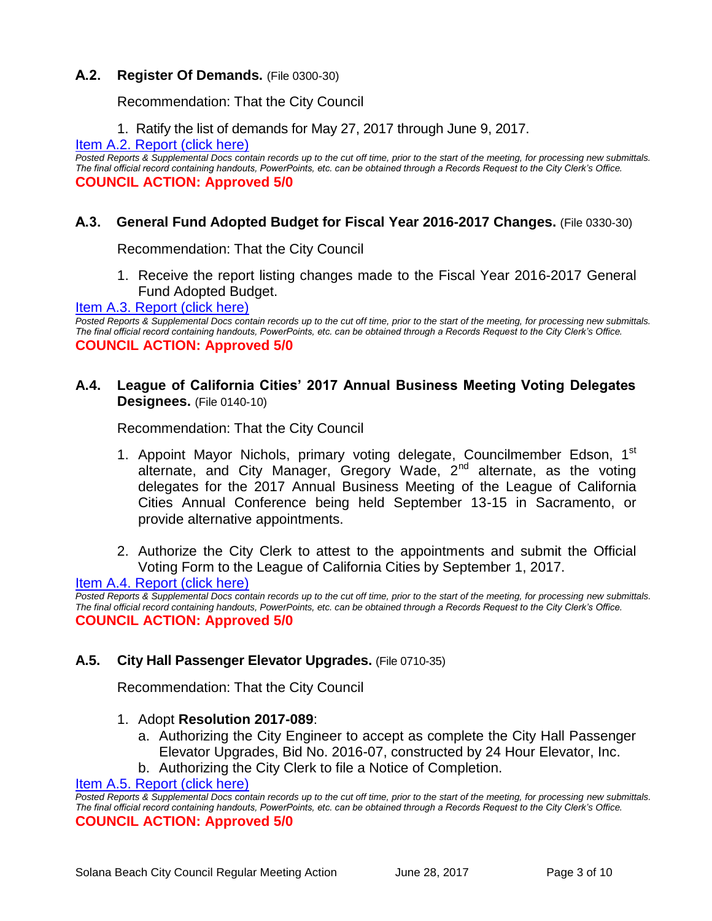### A.2. Register Of Demands. (File 0300-30)

Recommendation: That the City Council

1. Ratify the list of demands for May 27, 2017 through June 9, 2017.

[Item A.2. Report (click here)]

*Posted Reports & Supplemental Docs contain records up to the cut off time, prior to the start of the meeting, for processing new submittals. The final official record containing handouts, PowerPoints, etc. can be obtained through a Records Request to the City Clerk's Office.*

**COUNCIL ACTION: Approved 5/0**

### A.3. General Fund Adopted Budget for Fiscal Year 2016-2017 Changes. (File 0330-30)

Recommendation: That the City Council

1. Receive the report listing changes made to the Fiscal Year 2016-2017 General Fund Adopted Budget.

[Item A.3. Report (click here)]

*Posted Reports & Supplemental Docs contain records up to the cut off time, prior to the start of the meeting, for processing new submittals. The final official record containing handouts, PowerPoints, etc. can be obtained through a Records Request to the City Clerk's Office.*

**COUNCIL ACTION: Approved 5/0**

### A.4. League of California Cities' 2017 Annual Business Meeting Voting Delegates Designees. (File 0140-10)

Recommendation: That the City Council

1. Appoint Mayor Nichols, primary voting delegate, Councilmember Edson, 1st alternate, and City Manager, Gregory Wade, 2nd alternate, as the voting delegates for the 2017 Annual Business Meeting of the League of California Cities Annual Conference being held September 13-15 in Sacramento, or provide alternative appointments.

2. Authorize the City Clerk to attest to the appointments and submit the Official Voting Form to the League of California Cities by September 1, 2017.

[Item A.4. Report (click here)]

*Posted Reports & Supplemental Docs contain records up to the cut off time, prior to the start of the meeting, for processing new submittals. The final official record containing handouts, PowerPoints, etc. can be obtained through a Records Request to the City Clerk's Office.*

**COUNCIL ACTION: Approved 5/0**

### A.5. City Hall Passenger Elevator Upgrades. (File 0710-35)

Recommendation: That the City Council

1. Adopt **Resolution 2017-089**:
   a. Authorizing the City Engineer to accept as complete the City Hall Passenger Elevator Upgrades, Bid No. 2016-07, constructed by 24 Hour Elevator, Inc.
   b. Authorizing the City Clerk to file a Notice of Completion.

[Item A.5. Report (click here)]

*Posted Reports & Supplemental Docs contain records up to the cut off time, prior to the start of the meeting, for processing new submittals. The final official record containing handouts, PowerPoints, etc. can be obtained through a Records Request to the City Clerk's Office.*

**COUNCIL ACTION: Approved 5/0**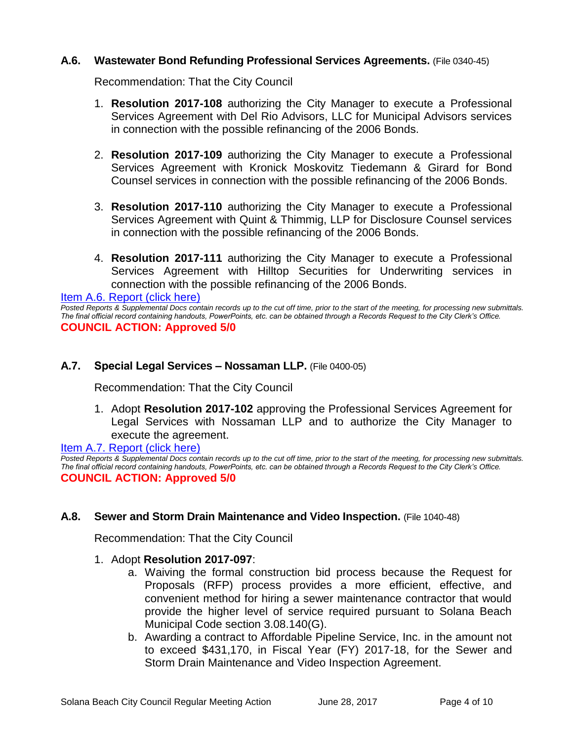### **A.6. Wastewater Bond Refunding Professional Services Agreements.** (File 0340-45)

Recommendation: That the City Council

1. **Resolution 2017-108** authorizing the City Manager to execute a Professional Services Agreement with Del Rio Advisors, LLC for Municipal Advisors services in connection with the possible refinancing of the 2006 Bonds.

2. **Resolution 2017-109** authorizing the City Manager to execute a Professional Services Agreement with Kronick Moskovitz Tiedemann & Girard for Bond Counsel services in connection with the possible refinancing of the 2006 Bonds.

3. **Resolution 2017-110** authorizing the City Manager to execute a Professional Services Agreement with Quint & Thimmig, LLP for Disclosure Counsel services in connection with the possible refinancing of the 2006 Bonds.

4. **Resolution 2017-111** authorizing the City Manager to execute a Professional Services Agreement with Hilltop Securities for Underwriting services in connection with the possible refinancing of the 2006 Bonds.

Item A.6. Report (click here)

*Posted Reports & Supplemental Docs contain records up to the cut off time, prior to the start of the meeting, for processing new submittals. The final official record containing handouts, PowerPoints, etc. can be obtained through a Records Request to the City Clerk's Office.*

**COUNCIL ACTION: Approved 5/0**

### **A.7. Special Legal Services – Nossaman LLP.** (File 0400-05)

Recommendation: That the City Council

1. Adopt **Resolution 2017-102** approving the Professional Services Agreement for Legal Services with Nossaman LLP and to authorize the City Manager to execute the agreement.

Item A.7. Report (click here)

*Posted Reports & Supplemental Docs contain records up to the cut off time, prior to the start of the meeting, for processing new submittals. The final official record containing handouts, PowerPoints, etc. can be obtained through a Records Request to the City Clerk's Office.*

**COUNCIL ACTION: Approved 5/0**

### **A.8. Sewer and Storm Drain Maintenance and Video Inspection.** (File 1040-48)

Recommendation: That the City Council

1. Adopt **Resolution 2017-097**:
   a. Waiving the formal construction bid process because the Request for Proposals (RFP) process provides a more efficient, effective, and convenient method for hiring a sewer maintenance contractor that would provide the higher level of service required pursuant to Solana Beach Municipal Code section 3.08.140(G).
   b. Awarding a contract to Affordable Pipeline Service, Inc. in the amount not to exceed $431,170, in Fiscal Year (FY) 2017-18, for the Sewer and Storm Drain Maintenance and Video Inspection Agreement.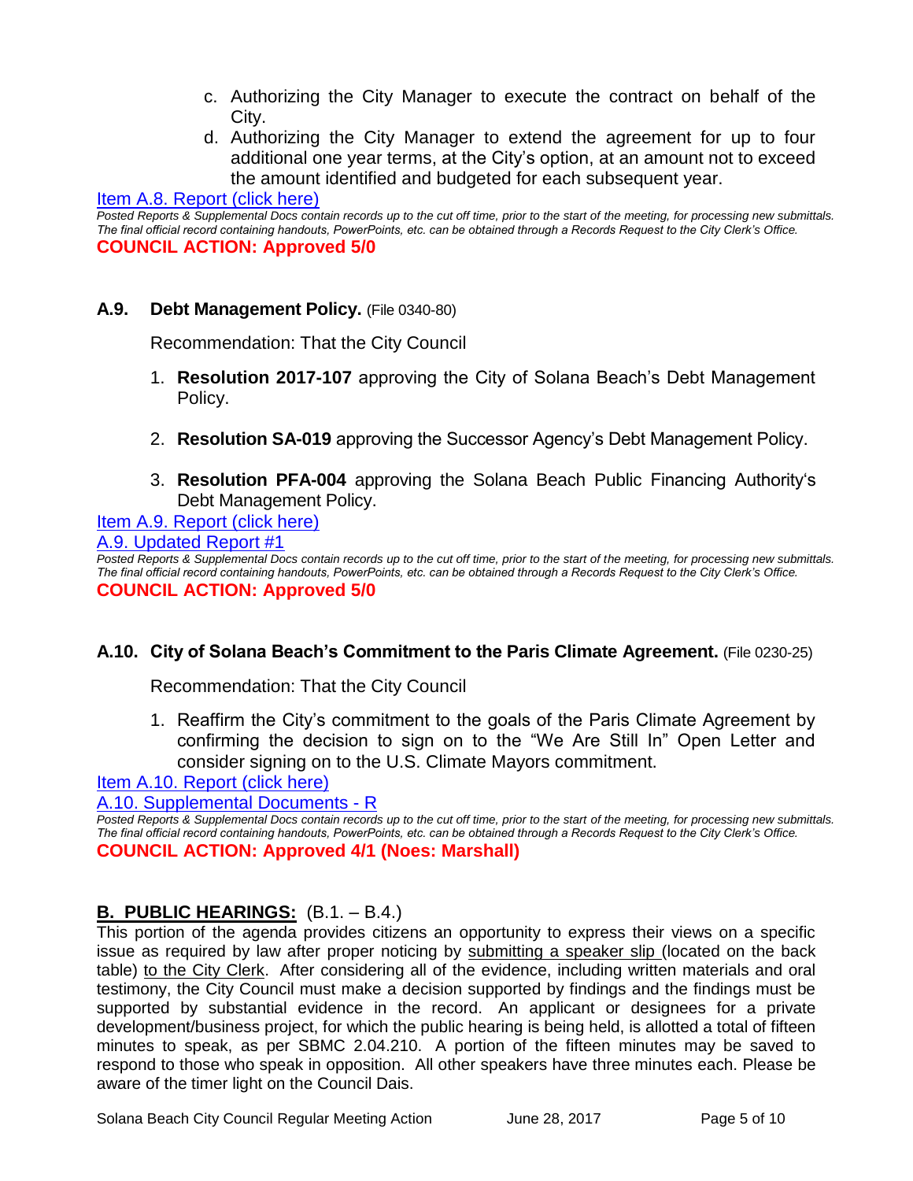c. Authorizing the City Manager to execute the contract on behalf of the City.

d. Authorizing the City Manager to extend the agreement for up to four additional one year terms, at the City's option, at an amount not to exceed the amount identified and budgeted for each subsequent year.

Item A.8. Report (click here)

*Posted Reports & Supplemental Docs contain records up to the cut off time, prior to the start of the meeting, for processing new submittals. The final official record containing handouts, PowerPoints, etc. can be obtained through a Records Request to the City Clerk's Office.*

**COUNCIL ACTION: Approved 5/0**

### A.9. Debt Management Policy. (File 0340-80)

Recommendation: That the City Council

1. **Resolution 2017-107** approving the City of Solana Beach's Debt Management Policy.

2. **Resolution SA-019** approving the Successor Agency's Debt Management Policy.

3. **Resolution PFA-004** approving the Solana Beach Public Financing Authority's Debt Management Policy.

Item A.9. Report (click here)

A.9. Updated Report #1

*Posted Reports & Supplemental Docs contain records up to the cut off time, prior to the start of the meeting, for processing new submittals. The final official record containing handouts, PowerPoints, etc. can be obtained through a Records Request to the City Clerk's Office.*

**COUNCIL ACTION: Approved 5/0**

### A.10. City of Solana Beach's Commitment to the Paris Climate Agreement. (File 0230-25)

Recommendation: That the City Council

1. Reaffirm the City's commitment to the goals of the Paris Climate Agreement by confirming the decision to sign on to the "We Are Still In" Open Letter and consider signing on to the U.S. Climate Mayors commitment.

Item A.10. Report (click here)

A.10. Supplemental Documents - R

*Posted Reports & Supplemental Docs contain records up to the cut off time, prior to the start of the meeting, for processing new submittals. The final official record containing handouts, PowerPoints, etc. can be obtained through a Records Request to the City Clerk's Office.*

**COUNCIL ACTION: Approved 4/1 (Noes: Marshall)**

## B. PUBLIC HEARINGS: (B.1. – B.4.)

This portion of the agenda provides citizens an opportunity to express their views on a specific issue as required by law after proper noticing by submitting a speaker slip (located on the back table) to the City Clerk. After considering all of the evidence, including written materials and oral testimony, the City Council must make a decision supported by findings and the findings must be supported by substantial evidence in the record. An applicant or designees for a private development/business project, for which the public hearing is being held, is allotted a total of fifteen minutes to speak, as per SBMC 2.04.210. A portion of the fifteen minutes may be saved to respond to those who speak in opposition. All other speakers have three minutes each. Please be aware of the timer light on the Council Dais.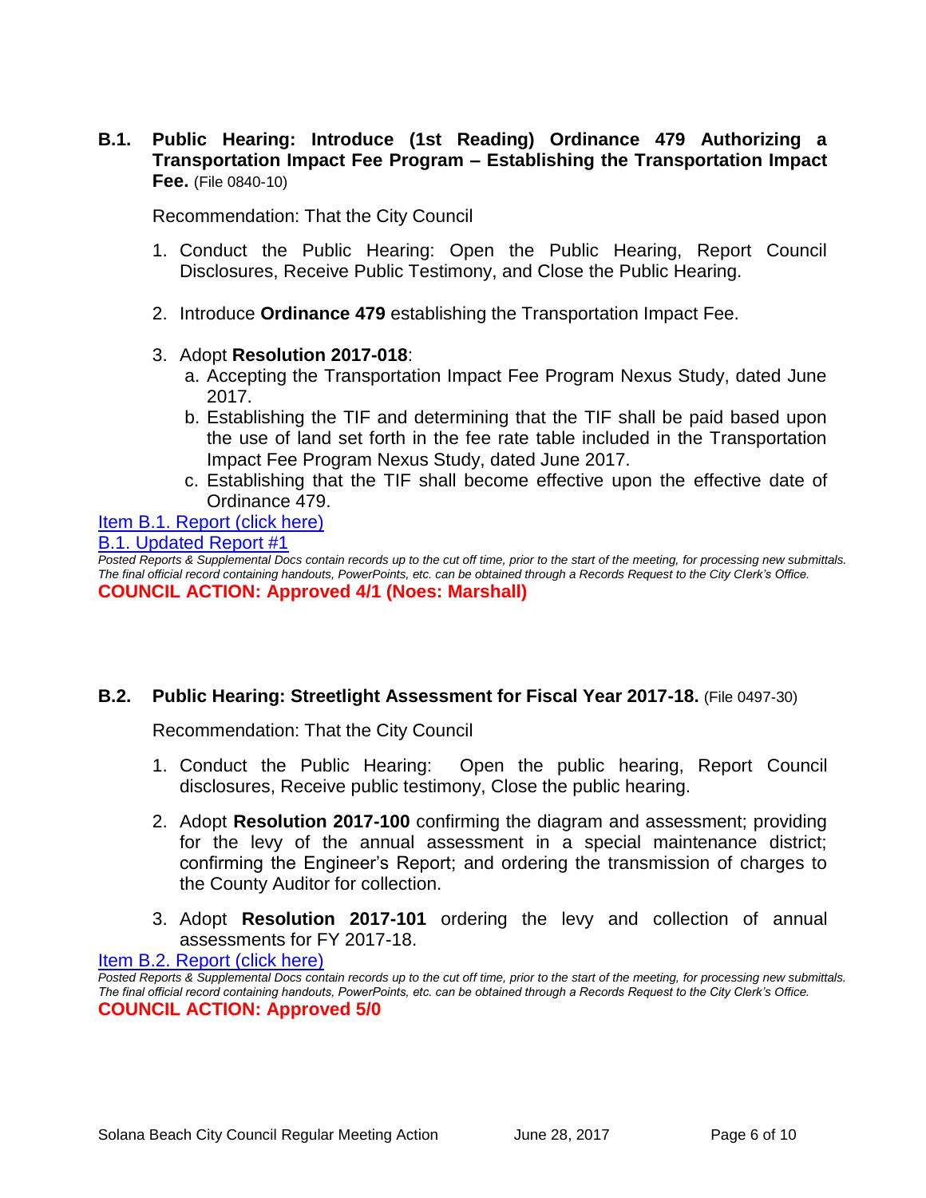**B.1. Public Hearing: Introduce (1st Reading) Ordinance 479 Authorizing a Transportation Impact Fee Program – Establishing the Transportation Impact Fee.** (File 0840-10)

Recommendation: That the City Council

1. Conduct the Public Hearing: Open the Public Hearing, Report Council Disclosures, Receive Public Testimony, and Close the Public Hearing.

2. Introduce **Ordinance 479** establishing the Transportation Impact Fee.

3. Adopt **Resolution 2017-018**:
   a. Accepting the Transportation Impact Fee Program Nexus Study, dated June 2017.
   b. Establishing the TIF and determining that the TIF shall be paid based upon the use of land set forth in the fee rate table included in the Transportation Impact Fee Program Nexus Study, dated June 2017.
   c. Establishing that the TIF shall become effective upon the effective date of Ordinance 479.

Item B.1. Report (click here)

B.1. Updated Report #1

*Posted Reports & Supplemental Docs contain records up to the cut off time, prior to the start of the meeting, for processing new submittals. The final official record containing handouts, PowerPoints, etc. can be obtained through a Records Request to the City Clerk's Office.*

**COUNCIL ACTION: Approved 4/1 (Noes: Marshall)**

**B.2. Public Hearing: Streetlight Assessment for Fiscal Year 2017-18.** (File 0497-30)

Recommendation: That the City Council

1. Conduct the Public Hearing: Open the public hearing, Report Council disclosures, Receive public testimony, Close the public hearing.

2. Adopt **Resolution 2017-100** confirming the diagram and assessment; providing for the levy of the annual assessment in a special maintenance district; confirming the Engineer's Report; and ordering the transmission of charges to the County Auditor for collection.

3. Adopt **Resolution 2017-101** ordering the levy and collection of annual assessments for FY 2017-18.

Item B.2. Report (click here)

*Posted Reports & Supplemental Docs contain records up to the cut off time, prior to the start of the meeting, for processing new submittals. The final official record containing handouts, PowerPoints, etc. can be obtained through a Records Request to the City Clerk's Office.*

**COUNCIL ACTION: Approved 5/0**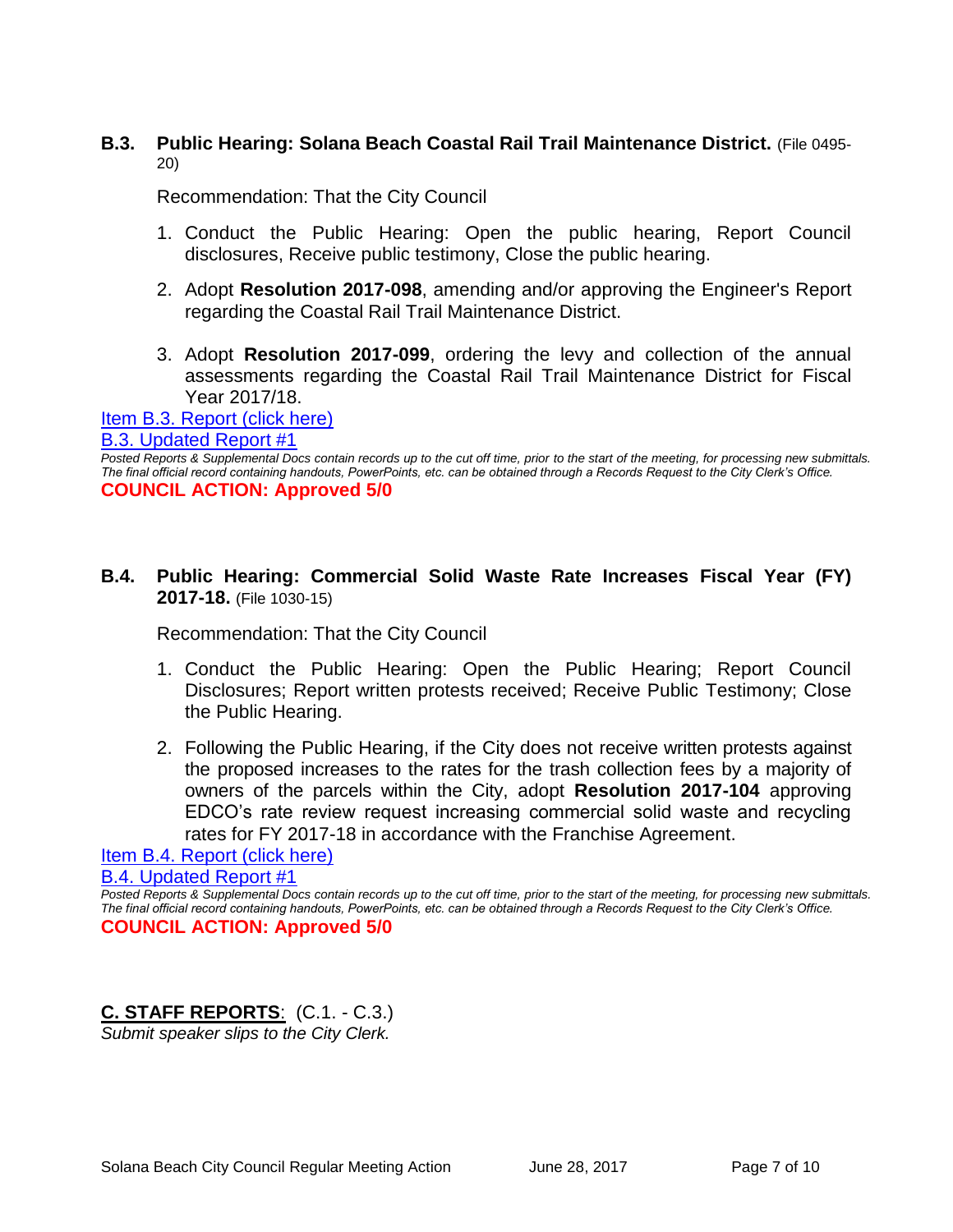### B.3. Public Hearing: Solana Beach Coastal Rail Trail Maintenance District. (File 0495-20)

Recommendation: That the City Council

1. Conduct the Public Hearing: Open the public hearing, Report Council disclosures, Receive public testimony, Close the public hearing.
2. Adopt **Resolution 2017-098**, amending and/or approving the Engineer's Report regarding the Coastal Rail Trail Maintenance District.
3. Adopt **Resolution 2017-099**, ordering the levy and collection of the annual assessments regarding the Coastal Rail Trail Maintenance District for Fiscal Year 2017/18.

Item B.3. Report (click here)

B.3. Updated Report #1

*Posted Reports & Supplemental Docs contain records up to the cut off time, prior to the start of the meeting, for processing new submittals. The final official record containing handouts, PowerPoints, etc. can be obtained through a Records Request to the City Clerk's Office.*

**COUNCIL ACTION: Approved 5/0**

### B.4. Public Hearing: Commercial Solid Waste Rate Increases Fiscal Year (FY) 2017-18. (File 1030-15)

Recommendation: That the City Council

1. Conduct the Public Hearing: Open the Public Hearing; Report Council Disclosures; Report written protests received; Receive Public Testimony; Close the Public Hearing.
2. Following the Public Hearing, if the City does not receive written protests against the proposed increases to the rates for the trash collection fees by a majority of owners of the parcels within the City, adopt **Resolution 2017-104** approving EDCO's rate review request increasing commercial solid waste and recycling rates for FY 2017-18 in accordance with the Franchise Agreement.

Item B.4. Report (click here)

B.4. Updated Report #1

*Posted Reports & Supplemental Docs contain records up to the cut off time, prior to the start of the meeting, for processing new submittals. The final official record containing handouts, PowerPoints, etc. can be obtained through a Records Request to the City Clerk's Office.*

**COUNCIL ACTION: Approved 5/0**

## C. STAFF REPORTS: (C.1. - C.3.)

*Submit speaker slips to the City Clerk.*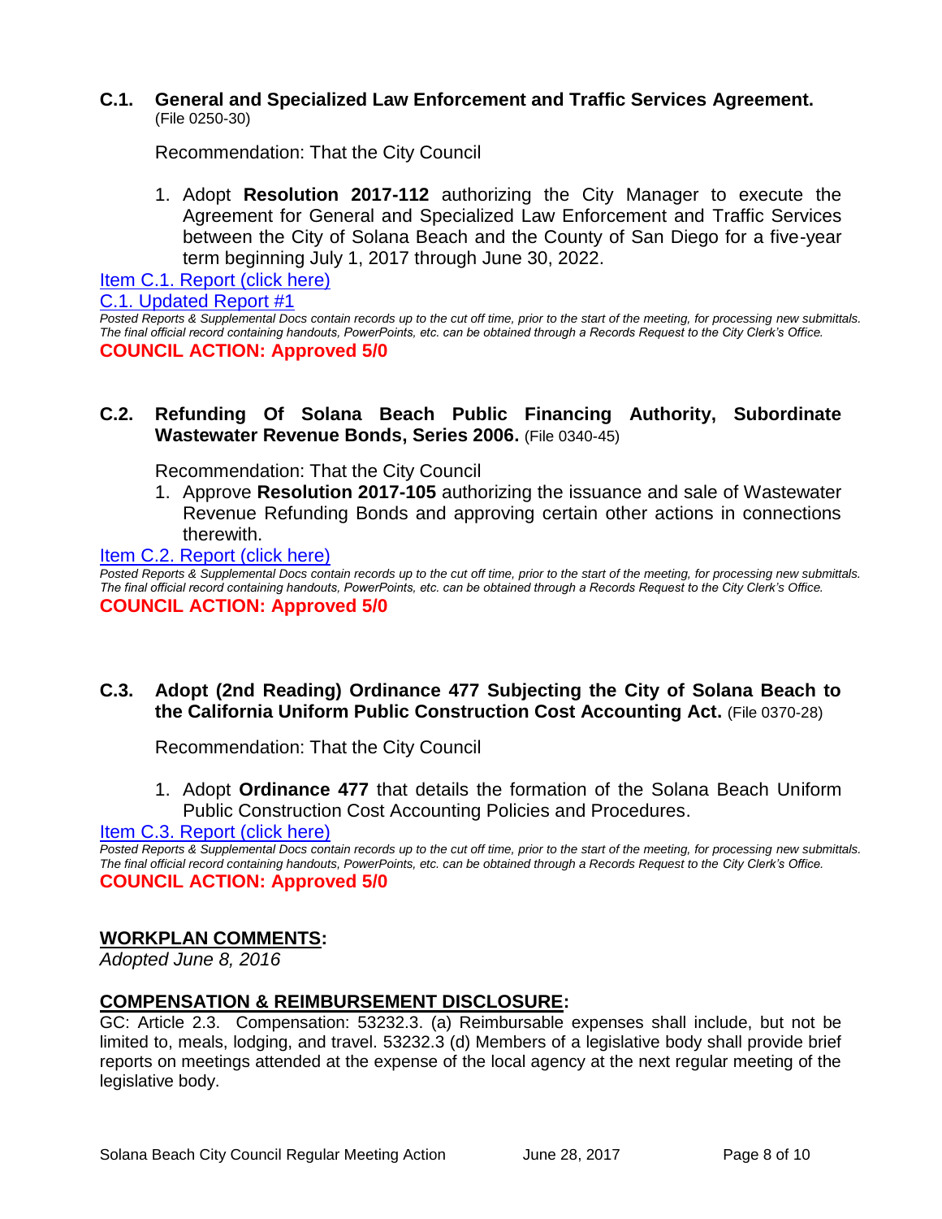### C.1. General and Specialized Law Enforcement and Traffic Services Agreement. (File 0250-30)

Recommendation: That the City Council

1. Adopt **Resolution 2017-112** authorizing the City Manager to execute the Agreement for General and Specialized Law Enforcement and Traffic Services between the City of Solana Beach and the County of San Diego for a five-year term beginning July 1, 2017 through June 30, 2022.

Item C.1. Report (click here)

C.1. Updated Report #1

*Posted Reports & Supplemental Docs contain records up to the cut off time, prior to the start of the meeting, for processing new submittals. The final official record containing handouts, PowerPoints, etc. can be obtained through a Records Request to the City Clerk's Office.*

**COUNCIL ACTION: Approved 5/0**

### C.2. Refunding Of Solana Beach Public Financing Authority, Subordinate Wastewater Revenue Bonds, Series 2006. (File 0340-45)

Recommendation: That the City Council

1. Approve **Resolution 2017-105** authorizing the issuance and sale of Wastewater Revenue Refunding Bonds and approving certain other actions in connections therewith.

Item C.2. Report (click here)

*Posted Reports & Supplemental Docs contain records up to the cut off time, prior to the start of the meeting, for processing new submittals. The final official record containing handouts, PowerPoints, etc. can be obtained through a Records Request to the City Clerk's Office.*

**COUNCIL ACTION: Approved 5/0**

### C.3. Adopt (2nd Reading) Ordinance 477 Subjecting the City of Solana Beach to the California Uniform Public Construction Cost Accounting Act. (File 0370-28)

Recommendation: That the City Council

1. Adopt **Ordinance 477** that details the formation of the Solana Beach Uniform Public Construction Cost Accounting Policies and Procedures.

Item C.3. Report (click here)

*Posted Reports & Supplemental Docs contain records up to the cut off time, prior to the start of the meeting, for processing new submittals. The final official record containing handouts, PowerPoints, etc. can be obtained through a Records Request to the City Clerk's Office.*

**COUNCIL ACTION: Approved 5/0**

## WORKPLAN COMMENTS:

*Adopted June 8, 2016*

## COMPENSATION & REIMBURSEMENT DISCLOSURE:

GC: Article 2.3. Compensation: 53232.3. (a) Reimbursable expenses shall include, but not be limited to, meals, lodging, and travel. 53232.3 (d) Members of a legislative body shall provide brief reports on meetings attended at the expense of the local agency at the next regular meeting of the legislative body.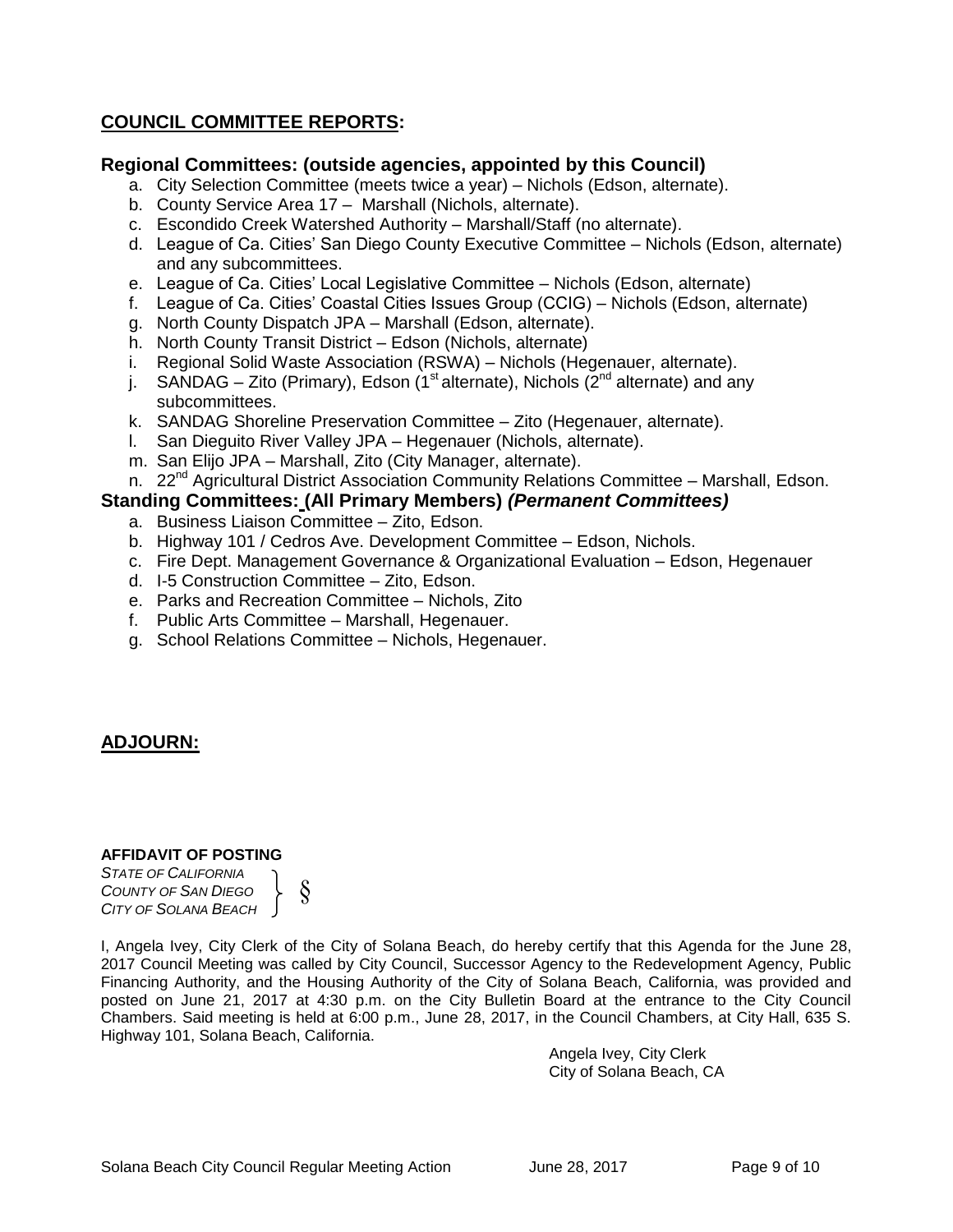## **COUNCIL COMMITTEE REPORTS:**

### **Regional Committees: (outside agencies, appointed by this Council)**

a. City Selection Committee (meets twice a year) – Nichols (Edson, alternate).
b. County Service Area 17 – Marshall (Nichols, alternate).
c. Escondido Creek Watershed Authority – Marshall/Staff (no alternate).
d. League of Ca. Cities' San Diego County Executive Committee – Nichols (Edson, alternate) and any subcommittees.
e. League of Ca. Cities' Local Legislative Committee – Nichols (Edson, alternate)
f. League of Ca. Cities' Coastal Cities Issues Group (CCIG) – Nichols (Edson, alternate)
g. North County Dispatch JPA – Marshall (Edson, alternate).
h. North County Transit District – Edson (Nichols, alternate)
i. Regional Solid Waste Association (RSWA) – Nichols (Hegenauer, alternate).
j. SANDAG – Zito (Primary), Edson (1st alternate), Nichols (2nd alternate) and any subcommittees.
k. SANDAG Shoreline Preservation Committee – Zito (Hegenauer, alternate).
l. San Dieguito River Valley JPA – Hegenauer (Nichols, alternate).
m. San Elijo JPA – Marshall, Zito (City Manager, alternate).
n. 22nd Agricultural District Association Community Relations Committee – Marshall, Edson.

### **Standing Committees: (All Primary Members)** ***(Permanent Committees)***

a. Business Liaison Committee – Zito, Edson.
b. Highway 101 / Cedros Ave. Development Committee – Edson, Nichols.
c. Fire Dept. Management Governance & Organizational Evaluation – Edson, Hegenauer
d. I-5 Construction Committee – Zito, Edson.
e. Parks and Recreation Committee – Nichols, Zito
f. Public Arts Committee – Marshall, Hegenauer.
g. School Relations Committee – Nichols, Hegenauer.

## **ADJOURN:**

**AFFIDAVIT OF POSTING**

*STATE OF CALIFORNIA*
*COUNTY OF SAN DIEGO* §
*CITY OF SOLANA BEACH*

I, Angela Ivey, City Clerk of the City of Solana Beach, do hereby certify that this Agenda for the June 28, 2017 Council Meeting was called by City Council, Successor Agency to the Redevelopment Agency, Public Financing Authority, and the Housing Authority of the City of Solana Beach, California, was provided and posted on June 21, 2017 at 4:30 p.m. on the City Bulletin Board at the entrance to the City Council Chambers. Said meeting is held at 6:00 p.m., June 28, 2017, in the Council Chambers, at City Hall, 635 S. Highway 101, Solana Beach, California.

Angela Ivey, City Clerk
City of Solana Beach, CA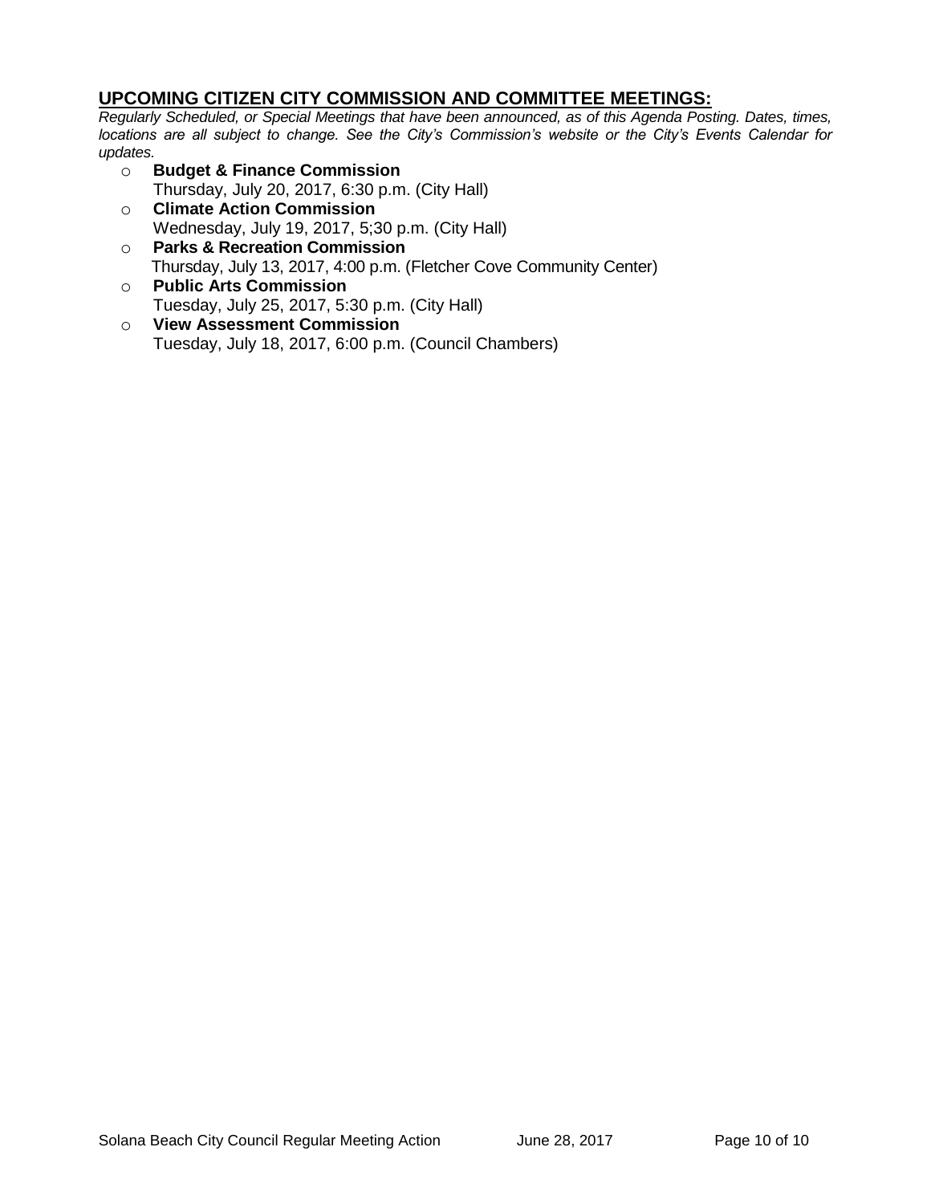## UPCOMING CITIZEN CITY COMMISSION AND COMMITTEE MEETINGS:

*Regularly Scheduled, or Special Meetings that have been announced, as of this Agenda Posting. Dates, times, locations are all subject to change. See the City's Commission's website or the City's Events Calendar for updates.*

- **Budget & Finance Commission**
  Thursday, July 20, 2017, 6:30 p.m. (City Hall)
- **Climate Action Commission**
  Wednesday, July 19, 2017, 5;30 p.m. (City Hall)
- **Parks & Recreation Commission**
  Thursday, July 13, 2017, 4:00 p.m. (Fletcher Cove Community Center)
- **Public Arts Commission**
  Tuesday, July 25, 2017, 5:30 p.m. (City Hall)
- **View Assessment Commission**
  Tuesday, July 18, 2017, 6:00 p.m. (Council Chambers)